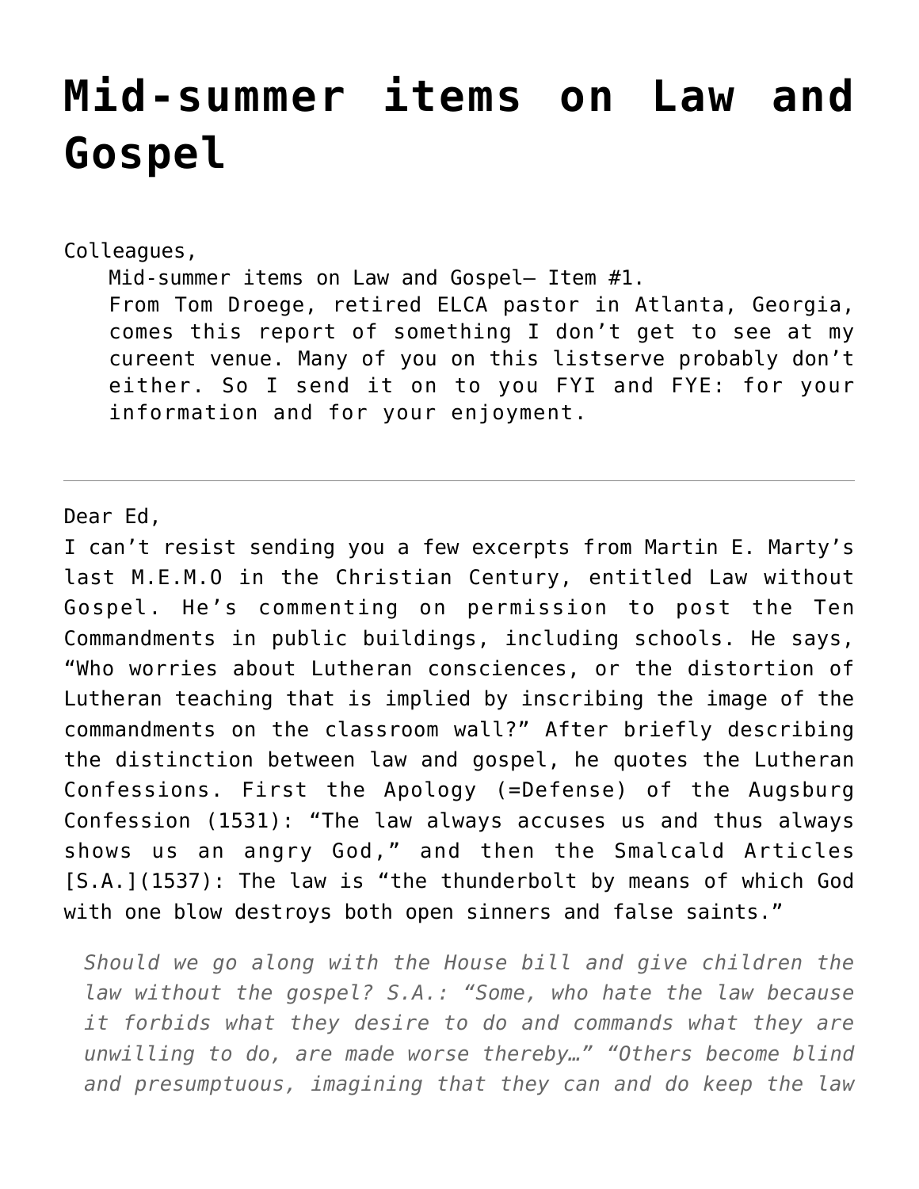# Mid-summer items on Law and Gospel

Colleagues,

> Mid-summer items on Law and Gospel— Item #1.
> From Tom Droege, retired ELCA pastor in Atlanta, Georgia, comes this report of something I don't get to see at my cureent venue. Many of you on this listserve probably don't either. So I send it on to you FYI and FYE: for your information and for your enjoyment.

---

Dear Ed,

I can't resist sending you a few excerpts from Martin E. Marty's last M.E.M.O in the Christian Century, entitled Law without Gospel. He's commenting on permission to post the Ten Commandments in public buildings, including schools. He says, "Who worries about Lutheran consciences, or the distortion of Lutheran teaching that is implied by inscribing the image of the commandments on the classroom wall?" After briefly describing the distinction between law and gospel, he quotes the Lutheran Confessions. First the Apology (=Defense) of the Augsburg Confession (1531): "The law always accuses us and thus always shows us an angry God," and then the Smalcald Articles [S.A.](1537): The law is "the thunderbolt by means of which God with one blow destroys both open sinners and false saints."

> *Should we go along with the House bill and give children the law without the gospel? S.A.: "Some, who hate the law because it forbids what they desire to do and commands what they are unwilling to do, are made worse thereby…" "Others become blind and presumptuous, imagining that they can and do keep the law*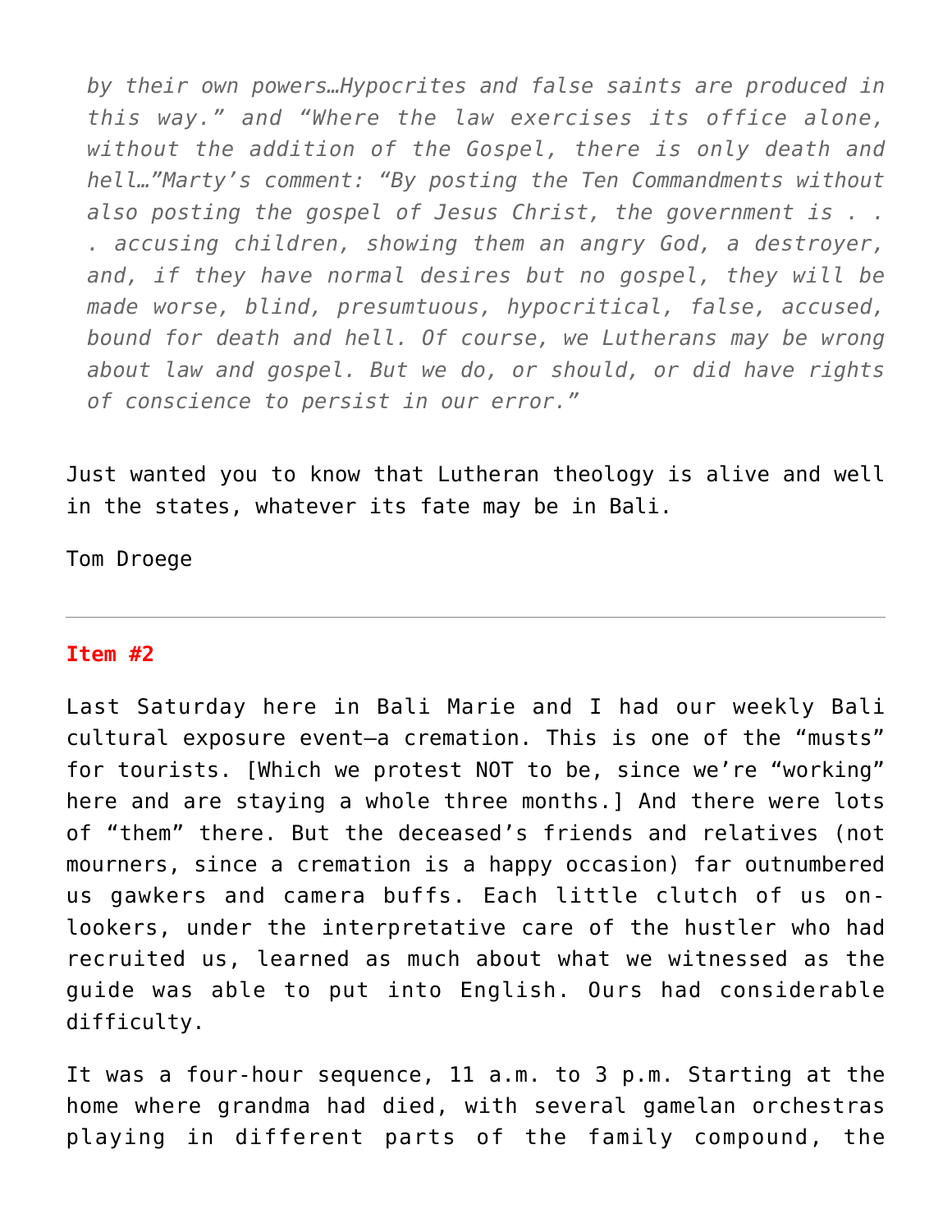*by their own powers…Hypocrites and false saints are produced in this way." and "Where the law exercises its office alone, without the addition of the Gospel, there is only death and hell…"Marty's comment: "By posting the Ten Commandments without also posting the gospel of Jesus Christ, the government is . . . accusing children, showing them an angry God, a destroyer, and, if they have normal desires but no gospel, they will be made worse, blind, presumtuous, hypocritical, false, accused, bound for death and hell. Of course, we Lutherans may be wrong about law and gospel. But we do, or should, or did have rights of conscience to persist in our error."*

Just wanted you to know that Lutheran theology is alive and well in the states, whatever its fate may be in Bali.

Tom Droege

---

**Item #2**

Last Saturday here in Bali Marie and I had our weekly Bali cultural exposure event—a cremation. This is one of the "musts" for tourists. [Which we protest NOT to be, since we're "working" here and are staying a whole three months.] And there were lots of "them" there. But the deceased's friends and relatives (not mourners, since a cremation is a happy occasion) far outnumbered us gawkers and camera buffs. Each little clutch of us on-lookers, under the interpretative care of the hustler who had recruited us, learned as much about what we witnessed as the guide was able to put into English. Ours had considerable difficulty.

It was a four-hour sequence, 11 a.m. to 3 p.m. Starting at the home where grandma had died, with several gamelan orchestras playing in different parts of the family compound, the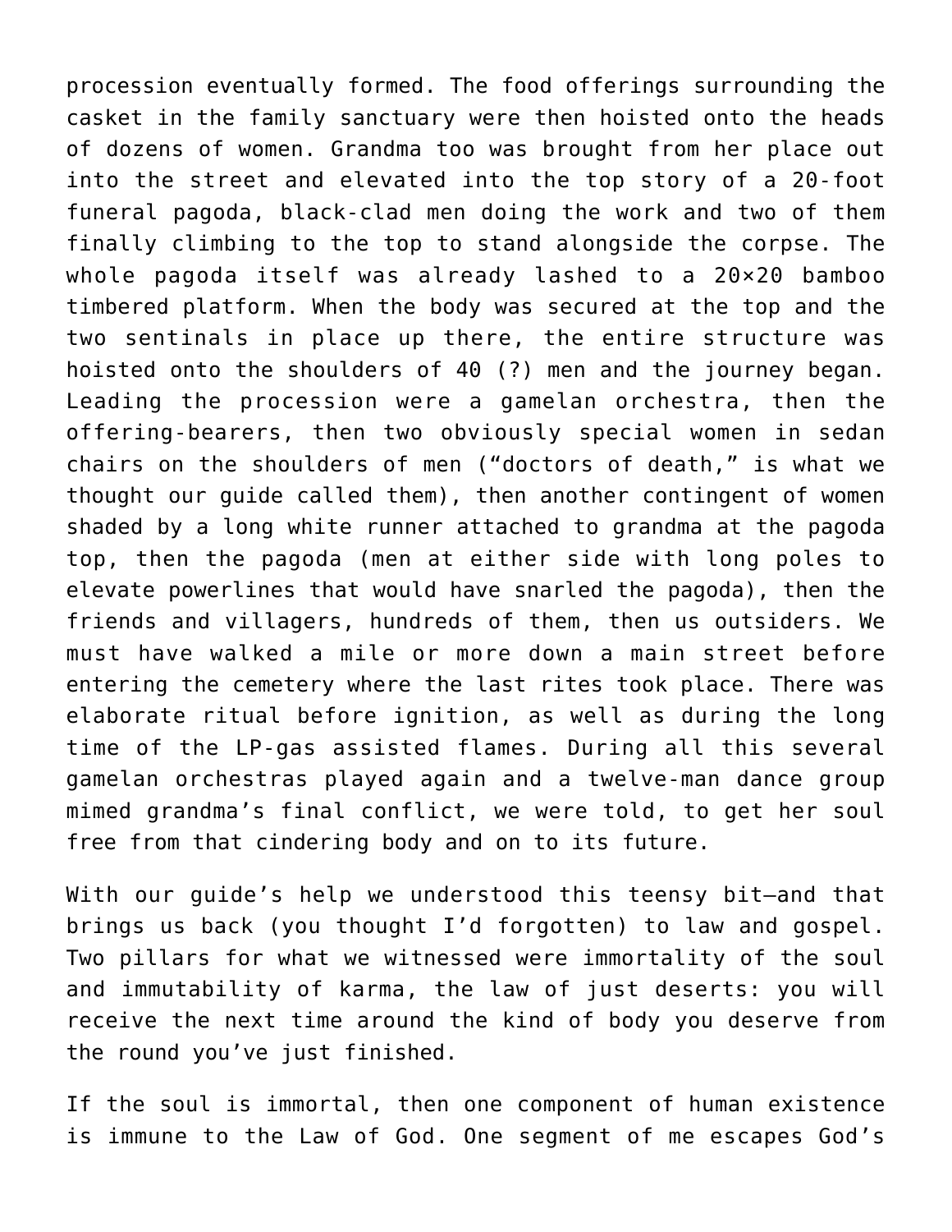procession eventually formed. The food offerings surrounding the casket in the family sanctuary were then hoisted onto the heads of dozens of women. Grandma too was brought from her place out into the street and elevated into the top story of a 20-foot funeral pagoda, black-clad men doing the work and two of them finally climbing to the top to stand alongside the corpse. The whole pagoda itself was already lashed to a 20×20 bamboo timbered platform. When the body was secured at the top and the two sentinals in place up there, the entire structure was hoisted onto the shoulders of 40 (?) men and the journey began. Leading the procession were a gamelan orchestra, then the offering-bearers, then two obviously special women in sedan chairs on the shoulders of men ("doctors of death," is what we thought our guide called them), then another contingent of women shaded by a long white runner attached to grandma at the pagoda top, then the pagoda (men at either side with long poles to elevate powerlines that would have snarled the pagoda), then the friends and villagers, hundreds of them, then us outsiders. We must have walked a mile or more down a main street before entering the cemetery where the last rites took place. There was elaborate ritual before ignition, as well as during the long time of the LP-gas assisted flames. During all this several gamelan orchestras played again and a twelve-man dance group mimed grandma's final conflict, we were told, to get her soul free from that cindering body and on to its future.

With our guide's help we understood this teensy bit—and that brings us back (you thought I'd forgotten) to law and gospel. Two pillars for what we witnessed were immortality of the soul and immutability of karma, the law of just deserts: you will receive the next time around the kind of body you deserve from the round you've just finished.

If the soul is immortal, then one component of human existence is immune to the Law of God. One segment of me escapes God's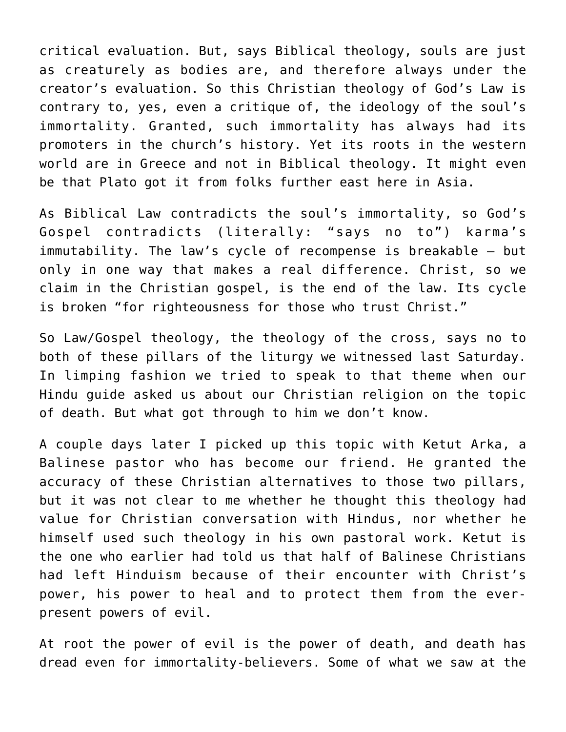critical evaluation. But, says Biblical theology, souls are just as creaturely as bodies are, and therefore always under the creator's evaluation. So this Christian theology of God's Law is contrary to, yes, even a critique of, the ideology of the soul's immortality. Granted, such immortality has always had its promoters in the church's history. Yet its roots in the western world are in Greece and not in Biblical theology. It might even be that Plato got it from folks further east here in Asia.

As Biblical Law contradicts the soul's immortality, so God's Gospel contradicts (literally: "says no to") karma's immutability. The law's cycle of recompense is breakable – but only in one way that makes a real difference. Christ, so we claim in the Christian gospel, is the end of the law. Its cycle is broken "for righteousness for those who trust Christ."

So Law/Gospel theology, the theology of the cross, says no to both of these pillars of the liturgy we witnessed last Saturday. In limping fashion we tried to speak to that theme when our Hindu guide asked us about our Christian religion on the topic of death. But what got through to him we don't know.

A couple days later I picked up this topic with Ketut Arka, a Balinese pastor who has become our friend. He granted the accuracy of these Christian alternatives to those two pillars, but it was not clear to me whether he thought this theology had value for Christian conversation with Hindus, nor whether he himself used such theology in his own pastoral work. Ketut is the one who earlier had told us that half of Balinese Christians had left Hinduism because of their encounter with Christ's power, his power to heal and to protect them from the ever-present powers of evil.

At root the power of evil is the power of death, and death has dread even for immortality-believers. Some of what we saw at the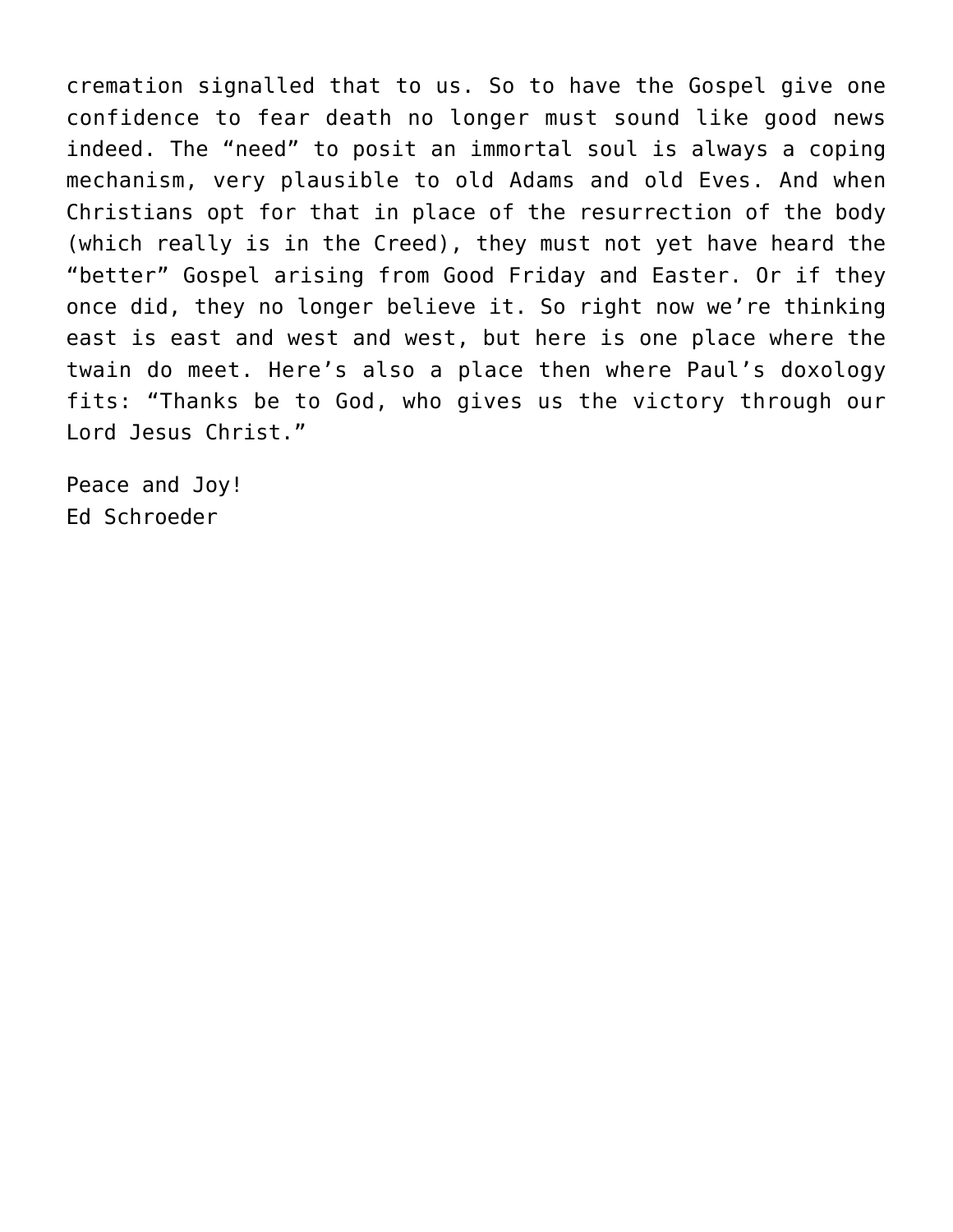cremation signalled that to us. So to have the Gospel give one confidence to fear death no longer must sound like good news indeed. The "need" to posit an immortal soul is always a coping mechanism, very plausible to old Adams and old Eves. And when Christians opt for that in place of the resurrection of the body (which really is in the Creed), they must not yet have heard the "better" Gospel arising from Good Friday and Easter. Or if they once did, they no longer believe it. So right now we're thinking east is east and west and west, but here is one place where the twain do meet. Here's also a place then where Paul's doxology fits: "Thanks be to God, who gives us the victory through our Lord Jesus Christ."

Peace and Joy!
Ed Schroeder